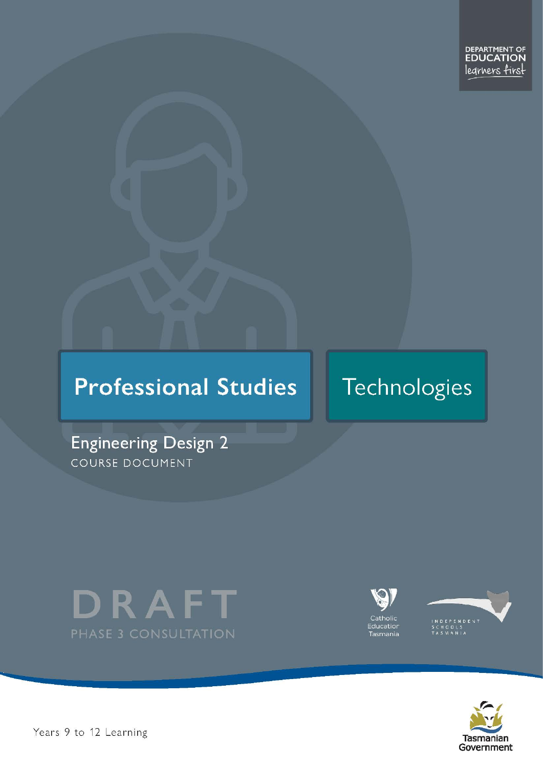DEPARTMENT OF EDUCATION
learners first

Professional Studies

Technologies

# Engineering Design 2

COURSE DOCUMENT

DRAFT

PHASE 3 CONSULTATION

Catholic Education Tasmania

INDEPENDENT SCHOOLS TASMANIA

Tasmanian Government

Years 9 to 12 Learning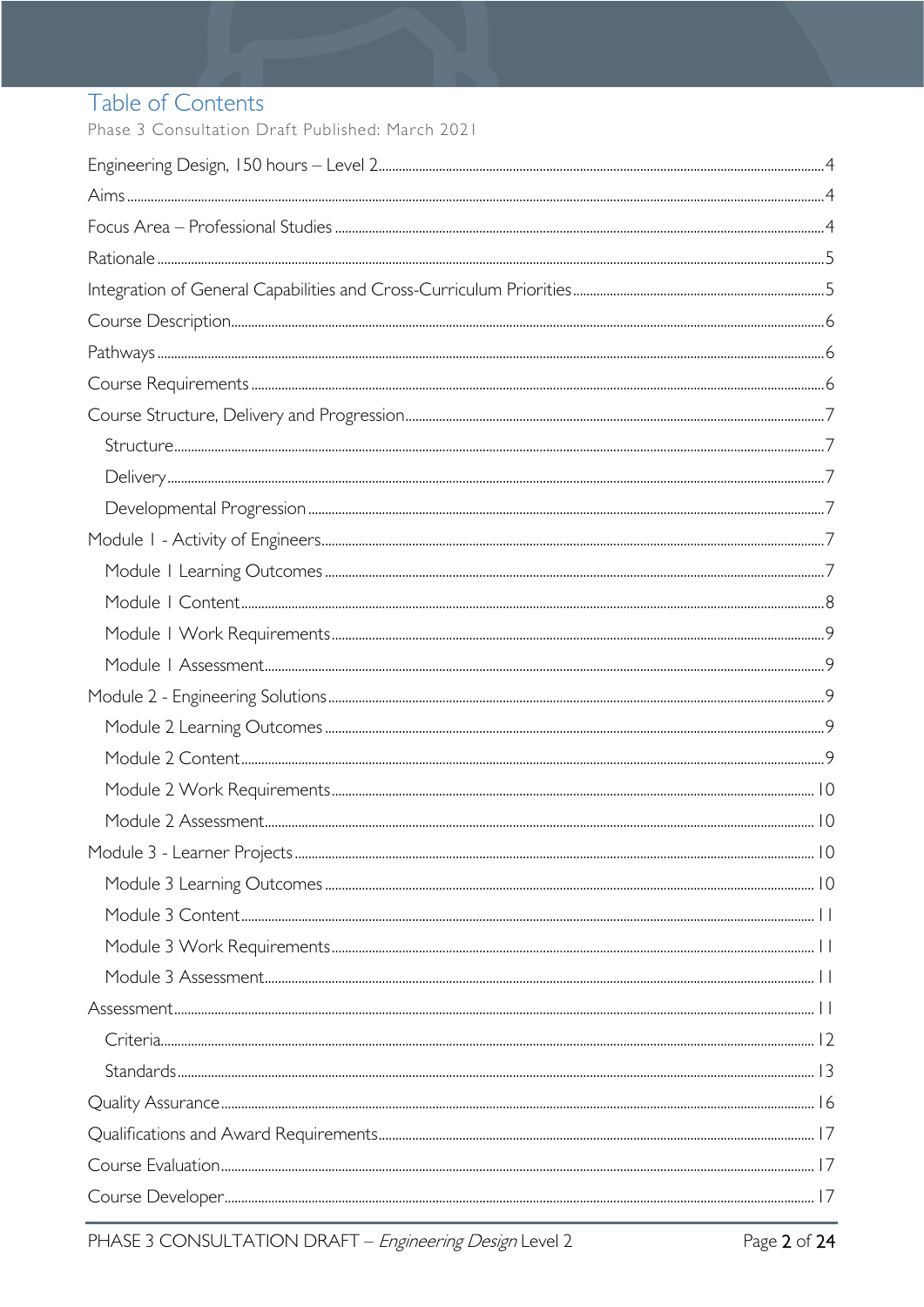# Table of Contents

Phase 3 Consultation Draft Published: March 2021

- Engineering Design, 150 hours – Level 2 ... 4
- Aims ... 4
- Focus Area – Professional Studies ... 4
- Rationale ... 5
- Integration of General Capabilities and Cross-Curriculum Priorities ... 5
- Course Description ... 6
- Pathways ... 6
- Course Requirements ... 6
- Course Structure, Delivery and Progression ... 7
  - Structure ... 7
  - Delivery ... 7
  - Developmental Progression ... 7
- Module 1 - Activity of Engineers ... 7
  - Module 1 Learning Outcomes ... 7
  - Module 1 Content ... 8
  - Module 1 Work Requirements ... 9
  - Module 1 Assessment ... 9
- Module 2 - Engineering Solutions ... 9
  - Module 2 Learning Outcomes ... 9
  - Module 2 Content ... 9
  - Module 2 Work Requirements ... 10
  - Module 2 Assessment ... 10
- Module 3 - Learner Projects ... 10
  - Module 3 Learning Outcomes ... 10
  - Module 3 Content ... 11
  - Module 3 Work Requirements ... 11
  - Module 3 Assessment ... 11
- Assessment ... 11
  - Criteria ... 12
  - Standards ... 13
- Quality Assurance ... 16
- Qualifications and Award Requirements ... 17
- Course Evaluation ... 17
- Course Developer ... 17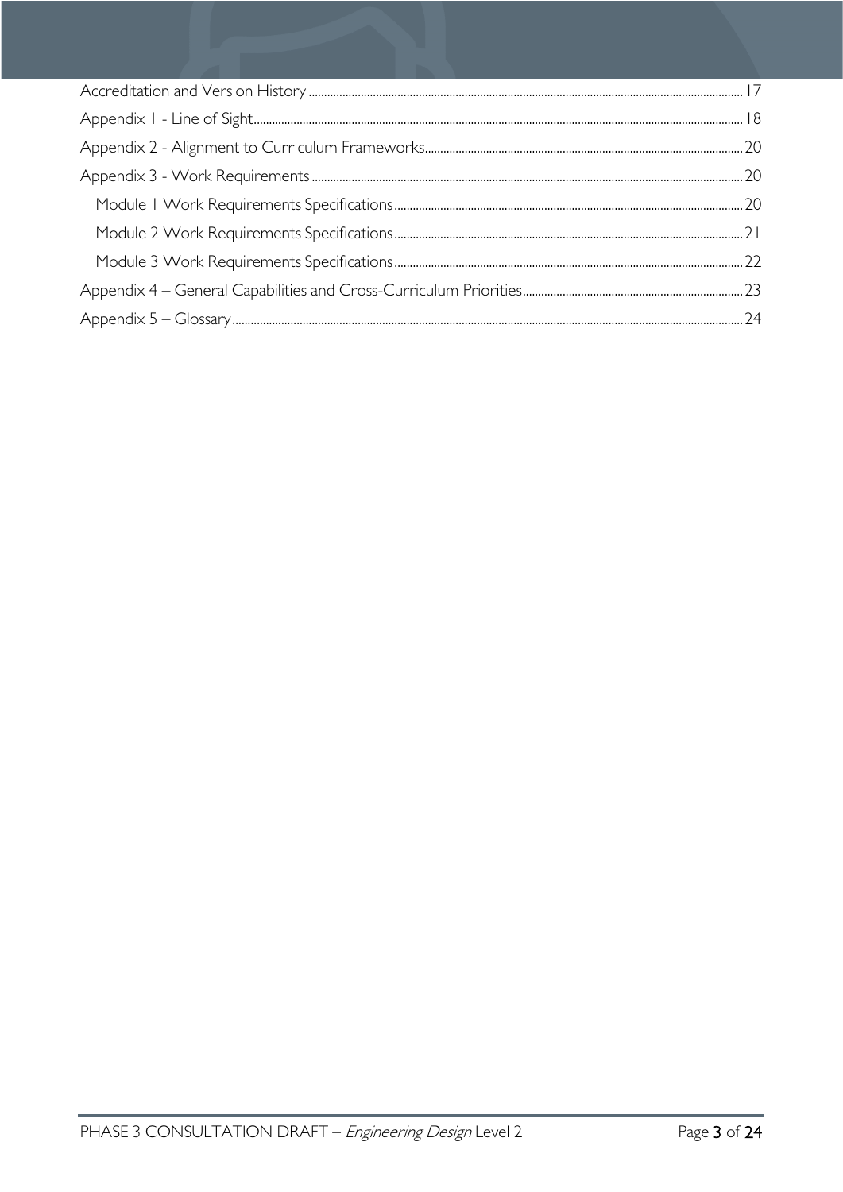Accreditation and Version History ........ 17

Appendix 1 - Line of Sight ........ 18

Appendix 2 - Alignment to Curriculum Frameworks ........ 20

Appendix 3 - Work Requirements ........ 20

- Module 1 Work Requirements Specifications ........ 20
- Module 2 Work Requirements Specifications ........ 21
- Module 3 Work Requirements Specifications ........ 22

Appendix 4 – General Capabilities and Cross-Curriculum Priorities ........ 23

Appendix 5 – Glossary ........ 24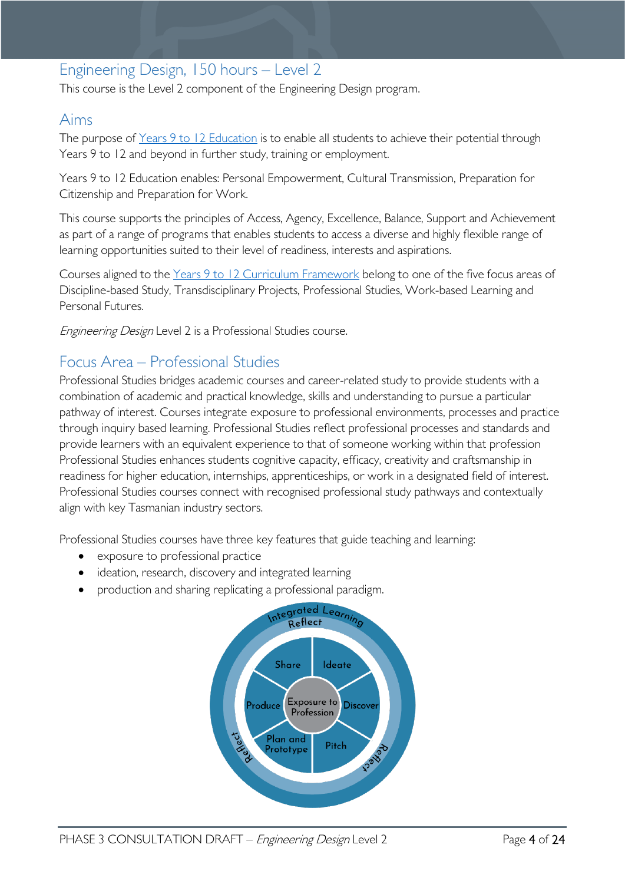## Engineering Design, 150 hours – Level 2

This course is the Level 2 component of the Engineering Design program.

## Aims

The purpose of Years 9 to 12 Education is to enable all students to achieve their potential through Years 9 to 12 and beyond in further study, training or employment.

Years 9 to 12 Education enables: Personal Empowerment, Cultural Transmission, Preparation for Citizenship and Preparation for Work.

This course supports the principles of Access, Agency, Excellence, Balance, Support and Achievement as part of a range of programs that enables students to access a diverse and highly flexible range of learning opportunities suited to their level of readiness, interests and aspirations.

Courses aligned to the Years 9 to 12 Curriculum Framework belong to one of the five focus areas of Discipline-based Study, Transdisciplinary Projects, Professional Studies, Work-based Learning and Personal Futures.

*Engineering Design* Level 2 is a Professional Studies course.

## Focus Area – Professional Studies

Professional Studies bridges academic courses and career-related study to provide students with a combination of academic and practical knowledge, skills and understanding to pursue a particular pathway of interest. Courses integrate exposure to professional environments, processes and practice through inquiry based learning. Professional Studies reflect professional processes and standards and provide learners with an equivalent experience to that of someone working within that profession Professional Studies enhances students cognitive capacity, efficacy, creativity and craftsmanship in readiness for higher education, internships, apprenticeships, or work in a designated field of interest. Professional Studies courses connect with recognised professional study pathways and contextually align with key Tasmanian industry sectors.

Professional Studies courses have three key features that guide teaching and learning:

- exposure to professional practice
- ideation, research, discovery and integrated learning
- production and sharing replicating a professional paradigm.

Integrated Learning
Reflect
Share | Ideate | Discover | Pitch | Plan and Prototype | Produce
Exposure to Profession
Reflect
Reflect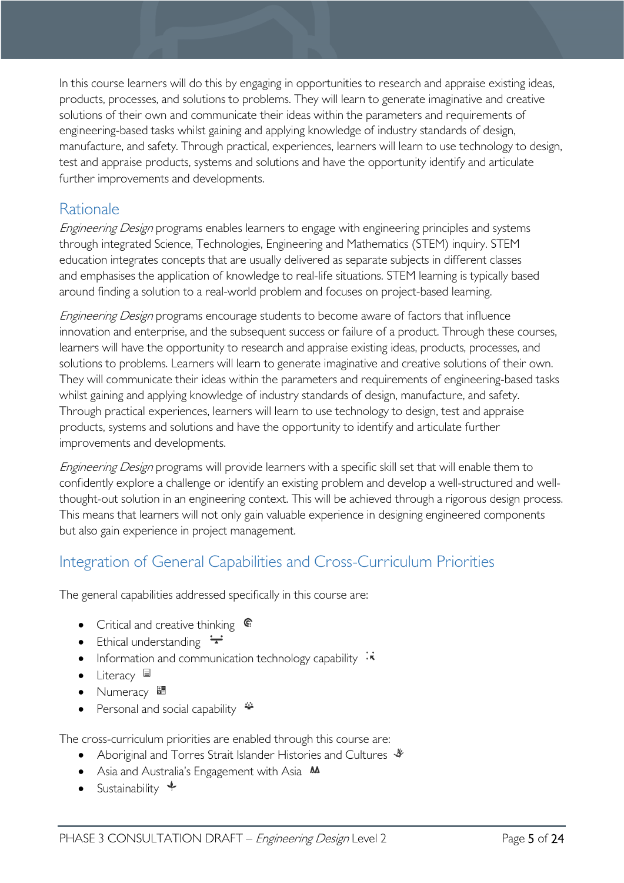In this course learners will do this by engaging in opportunities to research and appraise existing ideas, products, processes, and solutions to problems. They will learn to generate imaginative and creative solutions of their own and communicate their ideas within the parameters and requirements of engineering-based tasks whilst gaining and applying knowledge of industry standards of design, manufacture, and safety. Through practical, experiences, learners will learn to use technology to design, test and appraise products, systems and solutions and have the opportunity identify and articulate further improvements and developments.

## Rationale

*Engineering Design* programs enables learners to engage with engineering principles and systems through integrated Science, Technologies, Engineering and Mathematics (STEM) inquiry. STEM education integrates concepts that are usually delivered as separate subjects in different classes and emphasises the application of knowledge to real-life situations. STEM learning is typically based around finding a solution to a real-world problem and focuses on project-based learning.

*Engineering Design* programs encourage students to become aware of factors that influence innovation and enterprise, and the subsequent success or failure of a product. Through these courses, learners will have the opportunity to research and appraise existing ideas, products, processes, and solutions to problems. Learners will learn to generate imaginative and creative solutions of their own. They will communicate their ideas within the parameters and requirements of engineering-based tasks whilst gaining and applying knowledge of industry standards of design, manufacture, and safety. Through practical experiences, learners will learn to use technology to design, test and appraise products, systems and solutions and have the opportunity to identify and articulate further improvements and developments.

*Engineering Design* programs will provide learners with a specific skill set that will enable them to confidently explore a challenge or identify an existing problem and develop a well-structured and well-thought-out solution in an engineering context. This will be achieved through a rigorous design process. This means that learners will not only gain valuable experience in designing engineered components but also gain experience in project management.

## Integration of General Capabilities and Cross-Curriculum Priorities

The general capabilities addressed specifically in this course are:

- Critical and creative thinking
- Ethical understanding
- Information and communication technology capability
- Literacy
- Numeracy
- Personal and social capability

The cross-curriculum priorities are enabled through this course are:

- Aboriginal and Torres Strait Islander Histories and Cultures
- Asia and Australia's Engagement with Asia
- Sustainability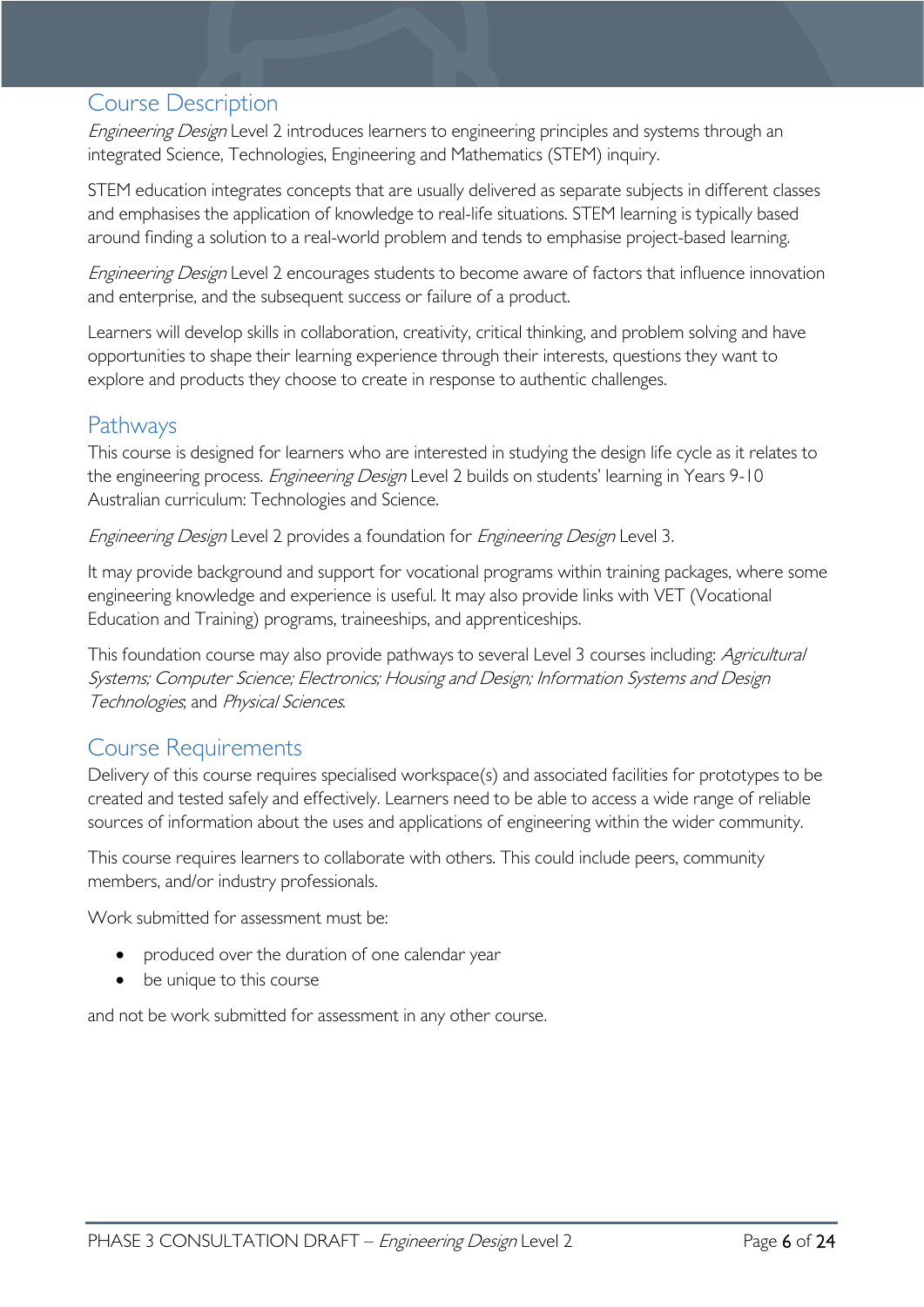## Course Description

*Engineering Design* Level 2 introduces learners to engineering principles and systems through an integrated Science, Technologies, Engineering and Mathematics (STEM) inquiry.

STEM education integrates concepts that are usually delivered as separate subjects in different classes and emphasises the application of knowledge to real-life situations. STEM learning is typically based around finding a solution to a real-world problem and tends to emphasise project-based learning.

*Engineering Design* Level 2 encourages students to become aware of factors that influence innovation and enterprise, and the subsequent success or failure of a product.

Learners will develop skills in collaboration, creativity, critical thinking, and problem solving and have opportunities to shape their learning experience through their interests, questions they want to explore and products they choose to create in response to authentic challenges.

## Pathways

This course is designed for learners who are interested in studying the design life cycle as it relates to the engineering process. *Engineering Design* Level 2 builds on students' learning in Years 9-10 Australian curriculum: Technologies and Science.

*Engineering Design* Level 2 provides a foundation for *Engineering Design* Level 3.

It may provide background and support for vocational programs within training packages, where some engineering knowledge and experience is useful. It may also provide links with VET (Vocational Education and Training) programs, traineeships, and apprenticeships.

This foundation course may also provide pathways to several Level 3 courses including: *Agricultural Systems; Computer Science; Electronics; Housing and Design; Information Systems and Design Technologies*; and *Physical Sciences*.

## Course Requirements

Delivery of this course requires specialised workspace(s) and associated facilities for prototypes to be created and tested safely and effectively. Learners need to be able to access a wide range of reliable sources of information about the uses and applications of engineering within the wider community.

This course requires learners to collaborate with others. This could include peers, community members, and/or industry professionals.

Work submitted for assessment must be:

- produced over the duration of one calendar year
- be unique to this course

and not be work submitted for assessment in any other course.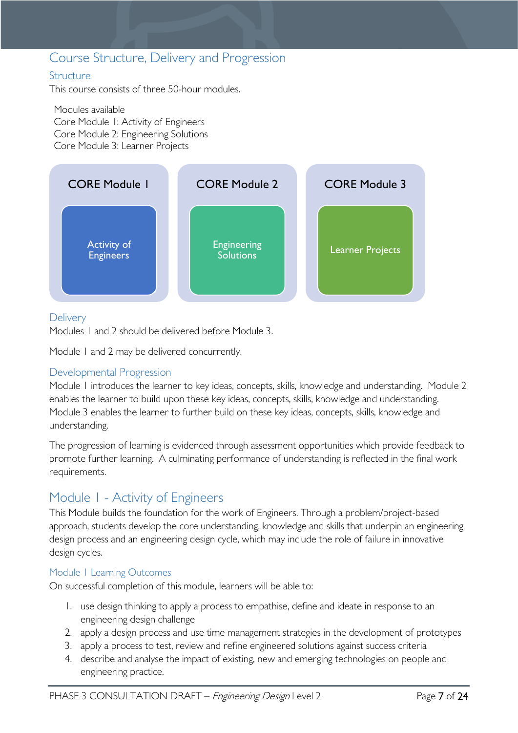# Course Structure, Delivery and Progression

## Structure

This course consists of three 50-hour modules.

Modules available
Core Module 1: Activity of Engineers
Core Module 2: Engineering Solutions
Core Module 3: Learner Projects

| CORE Module 1 | CORE Module 2 | CORE Module 3 |
| --- | --- | --- |
| Activity of Engineers | Engineering Solutions | Learner Projects |

## Delivery

Modules 1 and 2 should be delivered before Module 3.

Module 1 and 2 may be delivered concurrently.

## Developmental Progression

Module 1 introduces the learner to key ideas, concepts, skills, knowledge and understanding. Module 2 enables the learner to build upon these key ideas, concepts, skills, knowledge and understanding. Module 3 enables the learner to further build on these key ideas, concepts, skills, knowledge and understanding.

The progression of learning is evidenced through assessment opportunities which provide feedback to promote further learning. A culminating performance of understanding is reflected in the final work requirements.

# Module 1 - Activity of Engineers

This Module builds the foundation for the work of Engineers. Through a problem/project-based approach, students develop the core understanding, knowledge and skills that underpin an engineering design process and an engineering design cycle, which may include the role of failure in innovative design cycles.

## Module 1 Learning Outcomes

On successful completion of this module, learners will be able to:

1. use design thinking to apply a process to empathise, define and ideate in response to an engineering design challenge
2. apply a design process and use time management strategies in the development of prototypes
3. apply a process to test, review and refine engineered solutions against success criteria
4. describe and analyse the impact of existing, new and emerging technologies on people and engineering practice.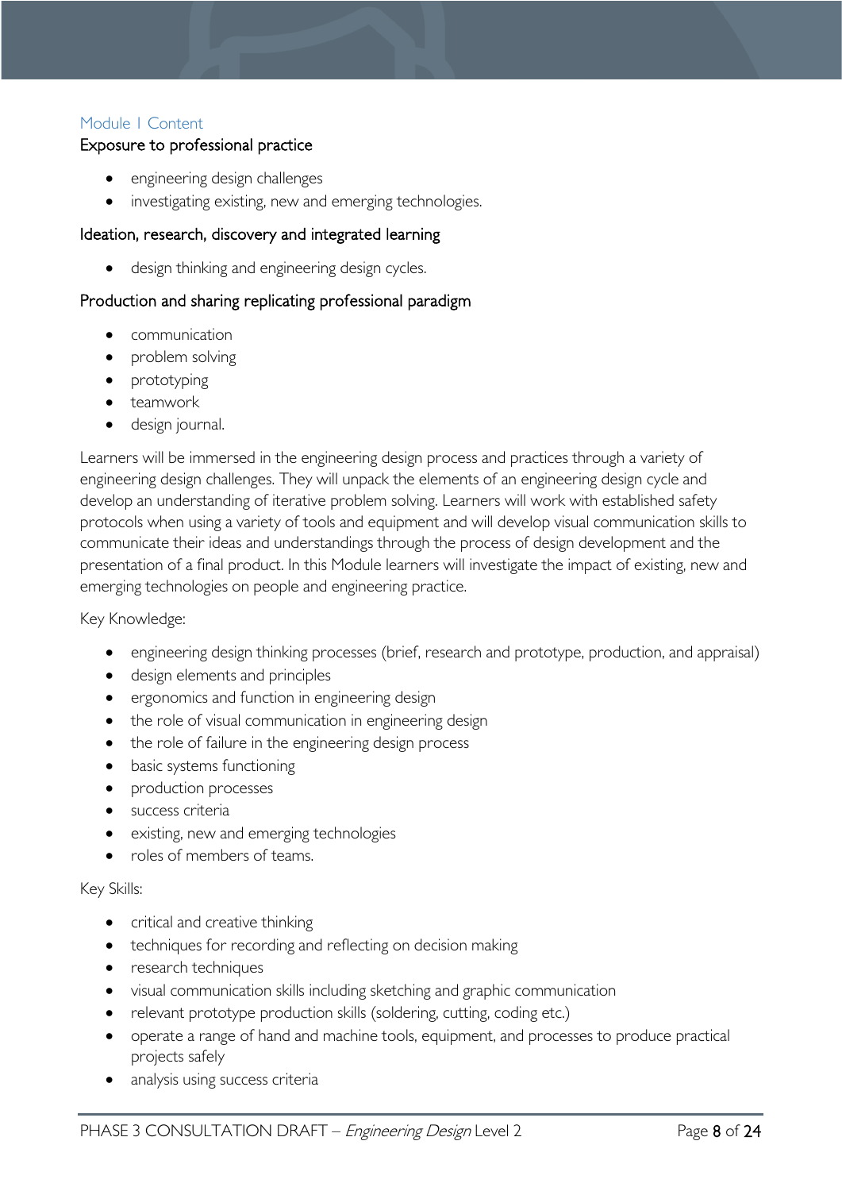## Module 1 Content

### Exposure to professional practice

- engineering design challenges
- investigating existing, new and emerging technologies.

### Ideation, research, discovery and integrated learning

- design thinking and engineering design cycles.

### Production and sharing replicating professional paradigm

- communication
- problem solving
- prototyping
- teamwork
- design journal.

Learners will be immersed in the engineering design process and practices through a variety of engineering design challenges. They will unpack the elements of an engineering design cycle and develop an understanding of iterative problem solving. Learners will work with established safety protocols when using a variety of tools and equipment and will develop visual communication skills to communicate their ideas and understandings through the process of design development and the presentation of a final product. In this Module learners will investigate the impact of existing, new and emerging technologies on people and engineering practice.

Key Knowledge:

- engineering design thinking processes (brief, research and prototype, production, and appraisal)
- design elements and principles
- ergonomics and function in engineering design
- the role of visual communication in engineering design
- the role of failure in the engineering design process
- basic systems functioning
- production processes
- success criteria
- existing, new and emerging technologies
- roles of members of teams.

Key Skills:

- critical and creative thinking
- techniques for recording and reflecting on decision making
- research techniques
- visual communication skills including sketching and graphic communication
- relevant prototype production skills (soldering, cutting, coding etc.)
- operate a range of hand and machine tools, equipment, and processes to produce practical projects safely
- analysis using success criteria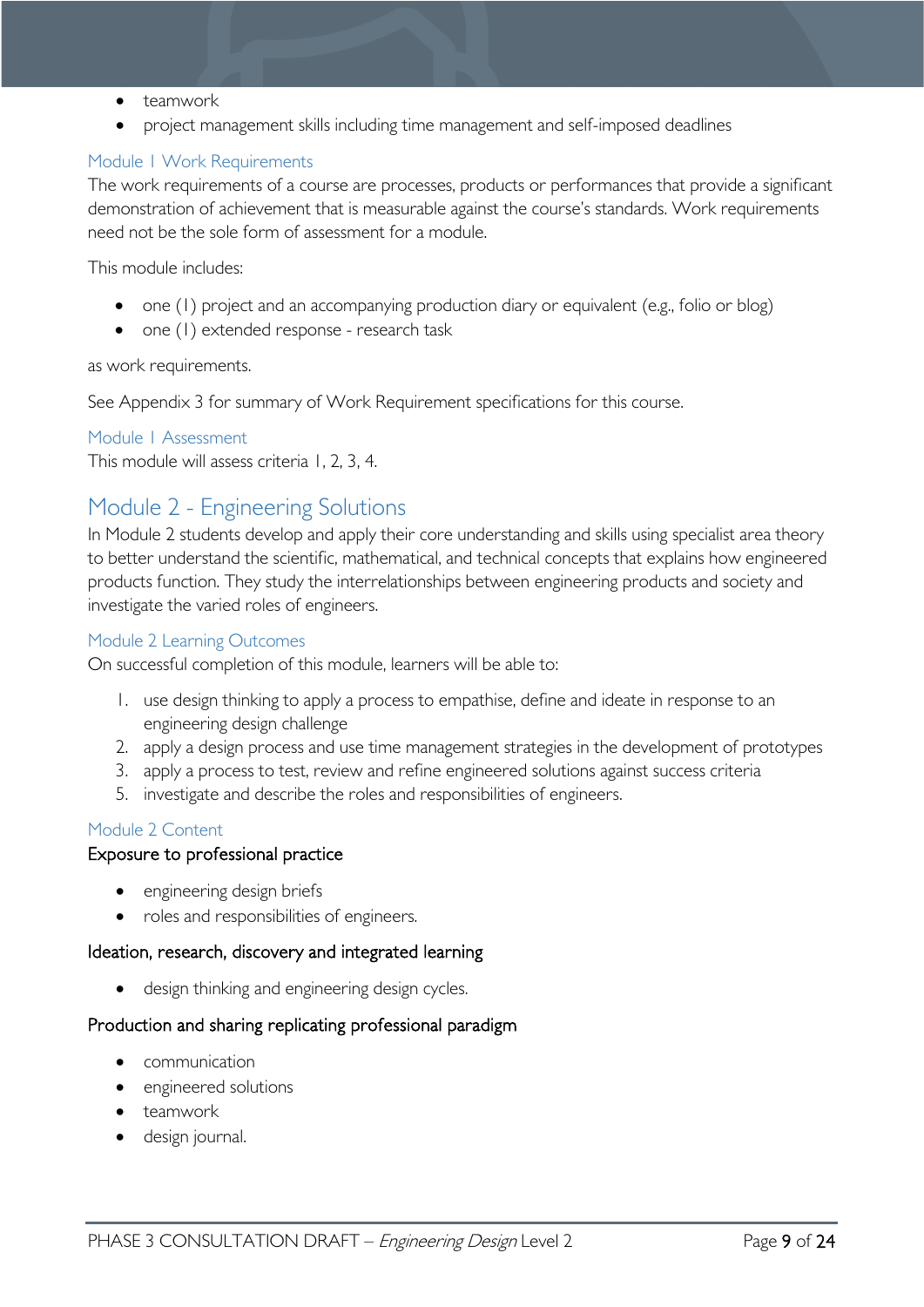- teamwork
- project management skills including time management and self-imposed deadlines

### Module 1 Work Requirements

The work requirements of a course are processes, products or performances that provide a significant demonstration of achievement that is measurable against the course's standards. Work requirements need not be the sole form of assessment for a module.

This module includes:

- one (1) project and an accompanying production diary or equivalent (e.g., folio or blog)
- one (1) extended response - research task

as work requirements.

See Appendix 3 for summary of Work Requirement specifications for this course.

### Module 1 Assessment

This module will assess criteria 1, 2, 3, 4.

## Module 2 - Engineering Solutions

In Module 2 students develop and apply their core understanding and skills using specialist area theory to better understand the scientific, mathematical, and technical concepts that explains how engineered products function. They study the interrelationships between engineering products and society and investigate the varied roles of engineers.

### Module 2 Learning Outcomes

On successful completion of this module, learners will be able to:

1. use design thinking to apply a process to empathise, define and ideate in response to an engineering design challenge
2. apply a design process and use time management strategies in the development of prototypes
3. apply a process to test, review and refine engineered solutions against success criteria
5. investigate and describe the roles and responsibilities of engineers.

### Module 2 Content

#### Exposure to professional practice

- engineering design briefs
- roles and responsibilities of engineers.

#### Ideation, research, discovery and integrated learning

- design thinking and engineering design cycles.

#### Production and sharing replicating professional paradigm

- communication
- engineered solutions
- teamwork
- design journal.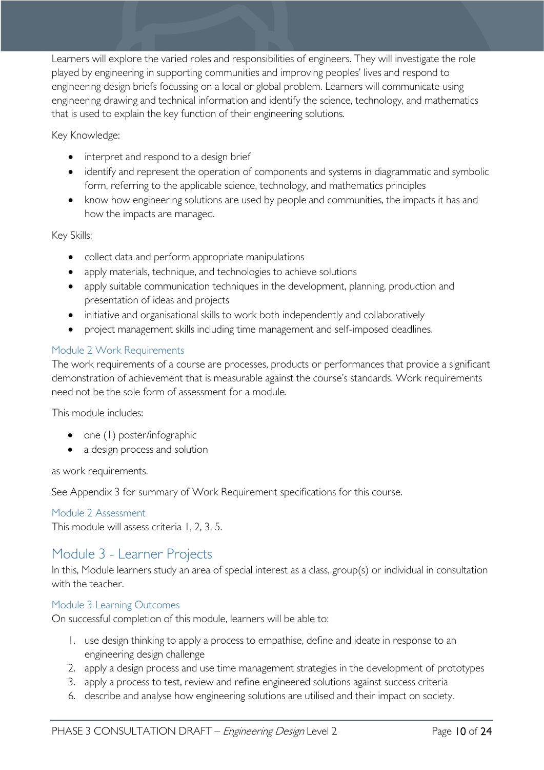Learners will explore the varied roles and responsibilities of engineers. They will investigate the role played by engineering in supporting communities and improving peoples' lives and respond to engineering design briefs focussing on a local or global problem. Learners will communicate using engineering drawing and technical information and identify the science, technology, and mathematics that is used to explain the key function of their engineering solutions.

Key Knowledge:

- interpret and respond to a design brief
- identify and represent the operation of components and systems in diagrammatic and symbolic form, referring to the applicable science, technology, and mathematics principles
- know how engineering solutions are used by people and communities, the impacts it has and how the impacts are managed.

Key Skills:

- collect data and perform appropriate manipulations
- apply materials, technique, and technologies to achieve solutions
- apply suitable communication techniques in the development, planning, production and presentation of ideas and projects
- initiative and organisational skills to work both independently and collaboratively
- project management skills including time management and self-imposed deadlines.

### Module 2 Work Requirements

The work requirements of a course are processes, products or performances that provide a significant demonstration of achievement that is measurable against the course's standards. Work requirements need not be the sole form of assessment for a module.

This module includes:

- one (1) poster/infographic
- a design process and solution

as work requirements.

See Appendix 3 for summary of Work Requirement specifications for this course.

### Module 2 Assessment

This module will assess criteria 1, 2, 3, 5.

## Module 3 - Learner Projects

In this, Module learners study an area of special interest as a class, group(s) or individual in consultation with the teacher.

### Module 3 Learning Outcomes

On successful completion of this module, learners will be able to:

1. use design thinking to apply a process to empathise, define and ideate in response to an engineering design challenge
2. apply a design process and use time management strategies in the development of prototypes
3. apply a process to test, review and refine engineered solutions against success criteria
6. describe and analyse how engineering solutions are utilised and their impact on society.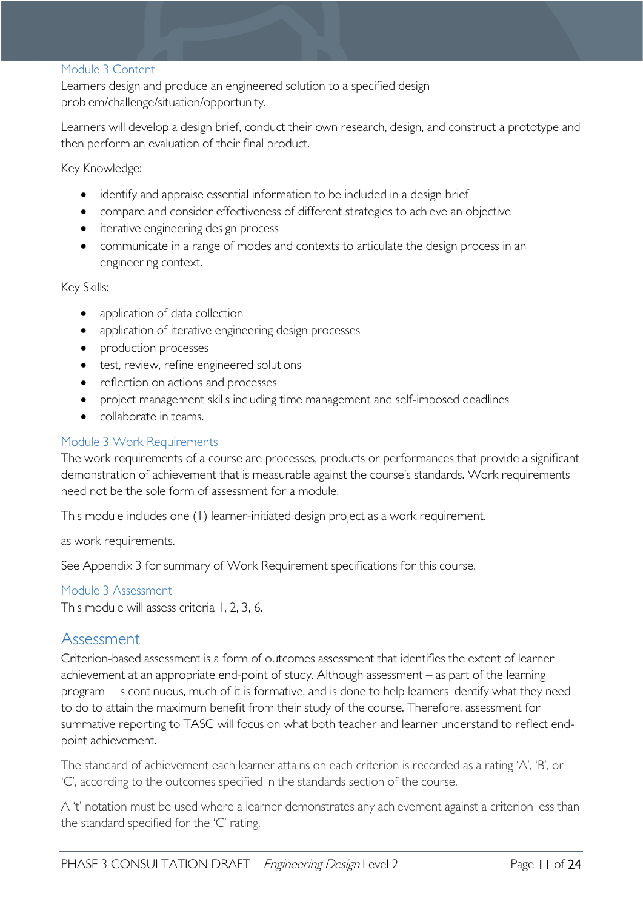### Module 3 Content

Learners design and produce an engineered solution to a specified design problem/challenge/situation/opportunity.

Learners will develop a design brief, conduct their own research, design, and construct a prototype and then perform an evaluation of their final product.

Key Knowledge:

- identify and appraise essential information to be included in a design brief
- compare and consider effectiveness of different strategies to achieve an objective
- iterative engineering design process
- communicate in a range of modes and contexts to articulate the design process in an engineering context.

Key Skills:

- application of data collection
- application of iterative engineering design processes
- production processes
- test, review, refine engineered solutions
- reflection on actions and processes
- project management skills including time management and self-imposed deadlines
- collaborate in teams.

### Module 3 Work Requirements

The work requirements of a course are processes, products or performances that provide a significant demonstration of achievement that is measurable against the course's standards. Work requirements need not be the sole form of assessment for a module.

This module includes one (1) learner-initiated design project as a work requirement.

as work requirements.

See Appendix 3 for summary of Work Requirement specifications for this course.

### Module 3 Assessment

This module will assess criteria 1, 2, 3, 6.

## Assessment

Criterion-based assessment is a form of outcomes assessment that identifies the extent of learner achievement at an appropriate end-point of study. Although assessment – as part of the learning program – is continuous, much of it is formative, and is done to help learners identify what they need to do to attain the maximum benefit from their study of the course. Therefore, assessment for summative reporting to TASC will focus on what both teacher and learner understand to reflect end-point achievement.

The standard of achievement each learner attains on each criterion is recorded as a rating 'A', 'B', or 'C', according to the outcomes specified in the standards section of the course.

A 't' notation must be used where a learner demonstrates any achievement against a criterion less than the standard specified for the 'C' rating.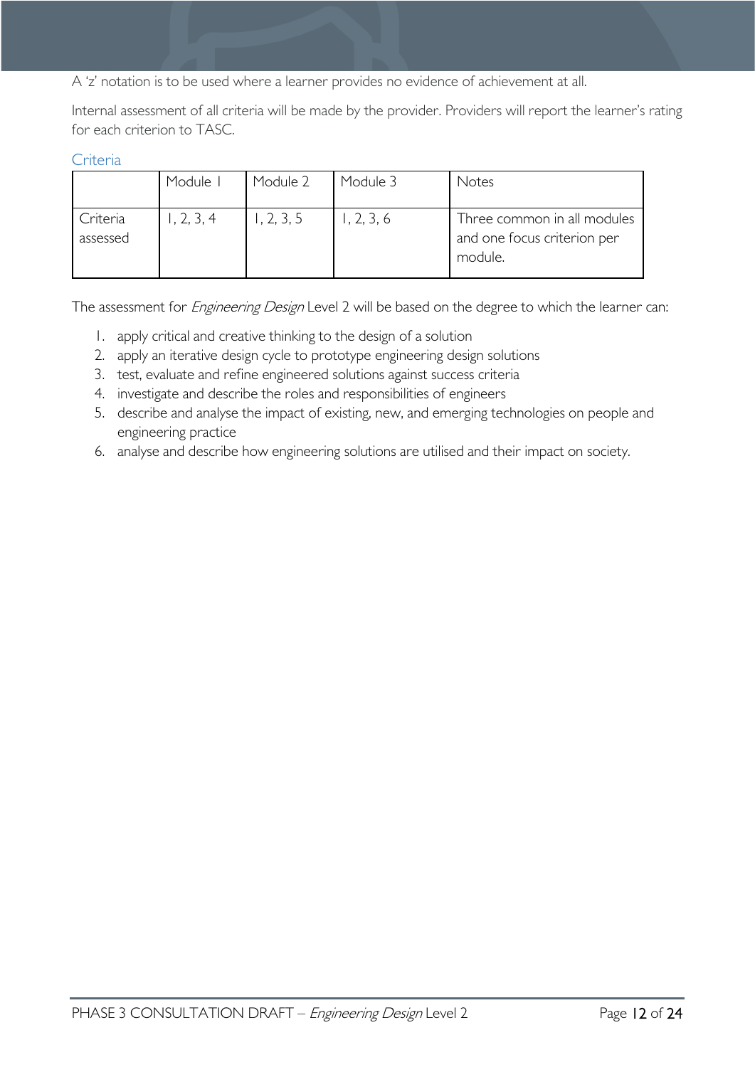A 'z' notation is to be used where a learner provides no evidence of achievement at all.

Internal assessment of all criteria will be made by the provider. Providers will report the learner's rating for each criterion to TASC.

### Criteria

| | Module 1 | Module 2 | Module 3 | Notes |
|---|---|---|---|---|
| Criteria assessed | 1, 2, 3, 4 | 1, 2, 3, 5 | 1, 2, 3, 6 | Three common in all modules and one focus criterion per module. |

The assessment for *Engineering Design* Level 2 will be based on the degree to which the learner can:

1. apply critical and creative thinking to the design of a solution
2. apply an iterative design cycle to prototype engineering design solutions
3. test, evaluate and refine engineered solutions against success criteria
4. investigate and describe the roles and responsibilities of engineers
5. describe and analyse the impact of existing, new, and emerging technologies on people and engineering practice
6. analyse and describe how engineering solutions are utilised and their impact on society.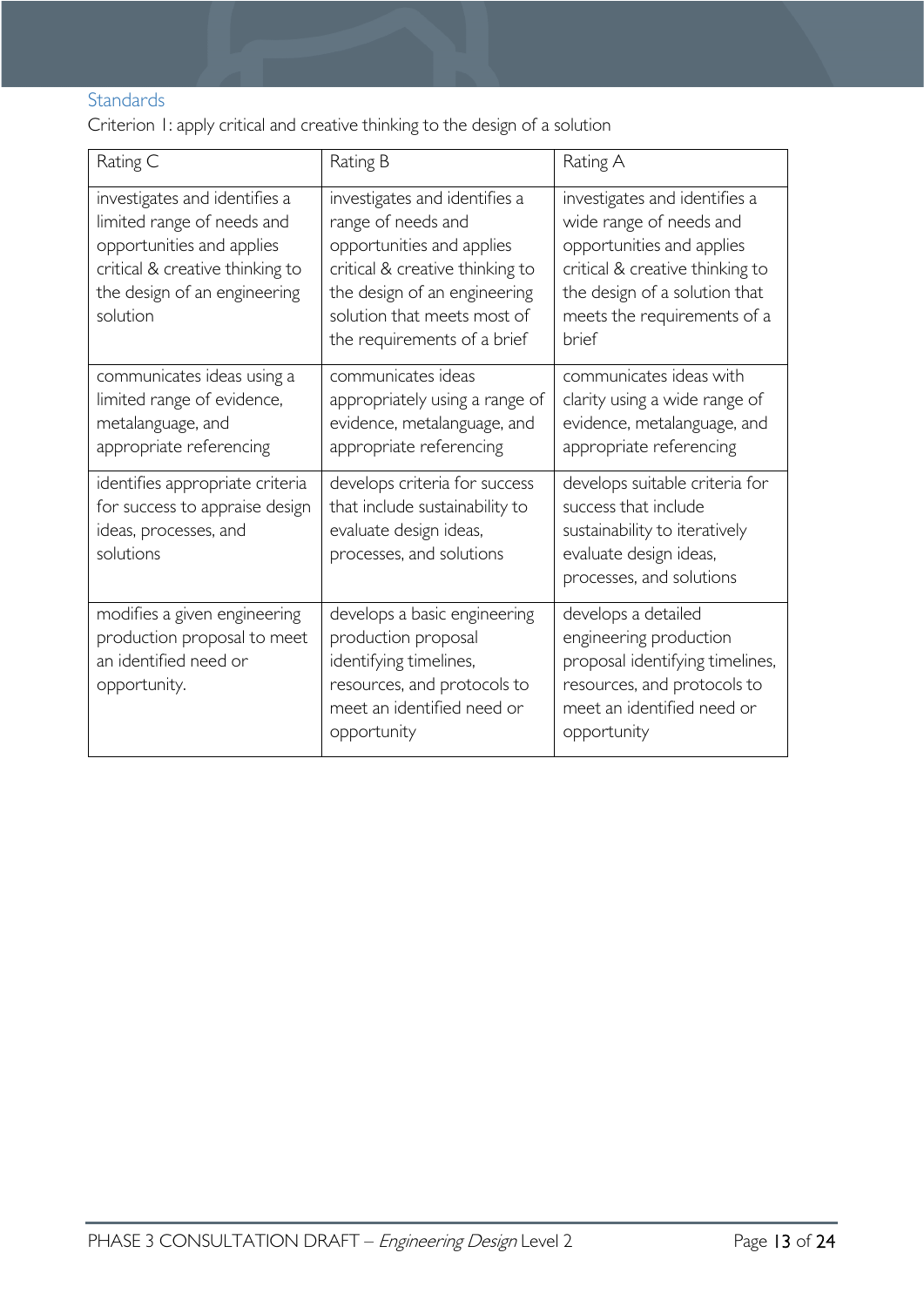## Standards

Criterion 1: apply critical and creative thinking to the design of a solution

| Rating C | Rating B | Rating A |
|---|---|---|
| investigates and identifies a limited range of needs and opportunities and applies critical & creative thinking to the design of an engineering solution | investigates and identifies a range of needs and opportunities and applies critical & creative thinking to the design of an engineering solution that meets most of the requirements of a brief | investigates and identifies a wide range of needs and opportunities and applies critical & creative thinking to the design of a solution that meets the requirements of a brief |
| communicates ideas using a limited range of evidence, metalanguage, and appropriate referencing | communicates ideas appropriately using a range of evidence, metalanguage, and appropriate referencing | communicates ideas with clarity using a wide range of evidence, metalanguage, and appropriate referencing |
| identifies appropriate criteria for success to appraise design ideas, processes, and solutions | develops criteria for success that include sustainability to evaluate design ideas, processes, and solutions | develops suitable criteria for success that include sustainability to iteratively evaluate design ideas, processes, and solutions |
| modifies a given engineering production proposal to meet an identified need or opportunity. | develops a basic engineering production proposal identifying timelines, resources, and protocols to meet an identified need or opportunity | develops a detailed engineering production proposal identifying timelines, resources, and protocols to meet an identified need or opportunity |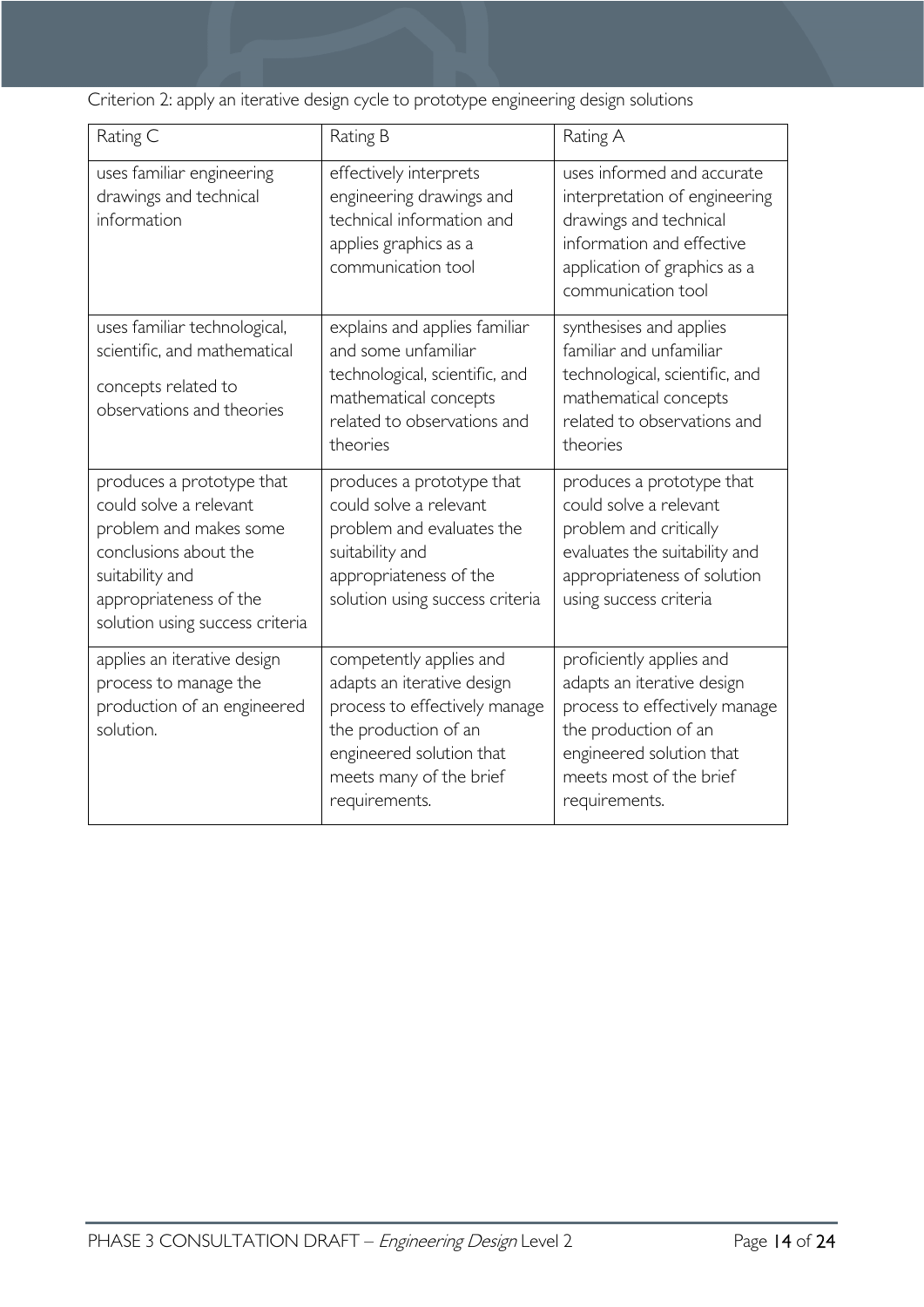Criterion 2: apply an iterative design cycle to prototype engineering design solutions

| Rating C | Rating B | Rating A |
| --- | --- | --- |
| uses familiar engineering drawings and technical information | effectively interprets engineering drawings and technical information and applies graphics as a communication tool | uses informed and accurate interpretation of engineering drawings and technical information and effective application of graphics as a communication tool |
| uses familiar technological, scientific, and mathematical concepts related to observations and theories | explains and applies familiar and some unfamiliar technological, scientific, and mathematical concepts related to observations and theories | synthesises and applies familiar and unfamiliar technological, scientific, and mathematical concepts related to observations and theories |
| produces a prototype that could solve a relevant problem and makes some conclusions about the suitability and appropriateness of the solution using success criteria | produces a prototype that could solve a relevant problem and evaluates the suitability and appropriateness of the solution using success criteria | produces a prototype that could solve a relevant problem and critically evaluates the suitability and appropriateness of solution using success criteria |
| applies an iterative design process to manage the production of an engineered solution. | competently applies and adapts an iterative design process to effectively manage the production of an engineered solution that meets many of the brief requirements. | proficiently applies and adapts an iterative design process to effectively manage the production of an engineered solution that meets most of the brief requirements. |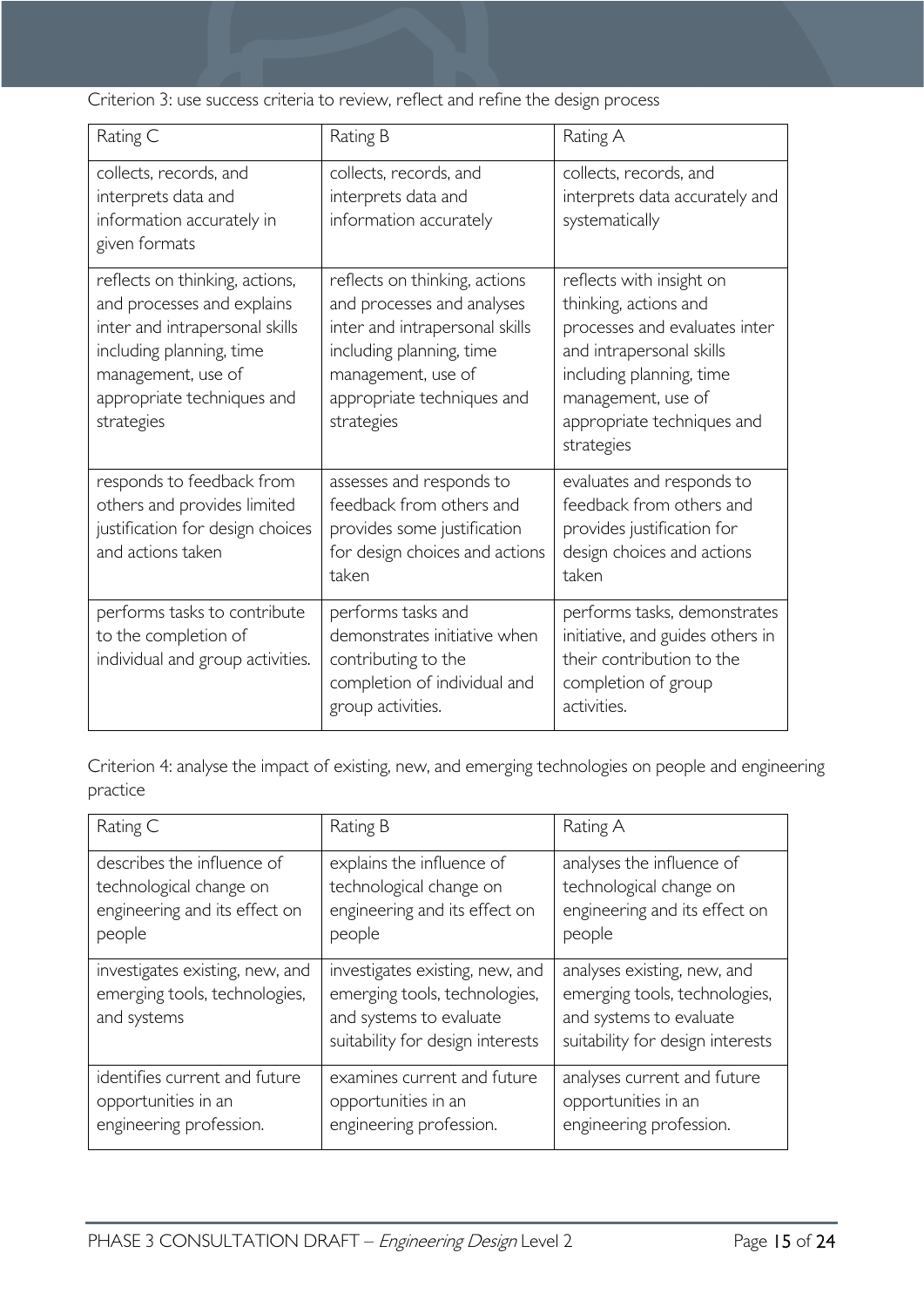Criterion 3: use success criteria to review, reflect and refine the design process

| Rating C | Rating B | Rating A |
|---|---|---|
| collects, records, and interprets data and information accurately in given formats | collects, records, and interprets data and information accurately | collects, records, and interprets data accurately and systematically |
| reflects on thinking, actions, and processes and explains inter and intrapersonal skills including planning, time management, use of appropriate techniques and strategies | reflects on thinking, actions and processes and analyses inter and intrapersonal skills including planning, time management, use of appropriate techniques and strategies | reflects with insight on thinking, actions and processes and evaluates inter and intrapersonal skills including planning, time management, use of appropriate techniques and strategies |
| responds to feedback from others and provides limited justification for design choices and actions taken | assesses and responds to feedback from others and provides some justification for design choices and actions taken | evaluates and responds to feedback from others and provides justification for design choices and actions taken |
| performs tasks to contribute to the completion of individual and group activities. | performs tasks and demonstrates initiative when contributing to the completion of individual and group activities. | performs tasks, demonstrates initiative, and guides others in their contribution to the completion of group activities. |

Criterion 4: analyse the impact of existing, new, and emerging technologies on people and engineering practice

| Rating C | Rating B | Rating A |
|---|---|---|
| describes the influence of technological change on engineering and its effect on people | explains the influence of technological change on engineering and its effect on people | analyses the influence of technological change on engineering and its effect on people |
| investigates existing, new, and emerging tools, technologies, and systems | investigates existing, new, and emerging tools, technologies, and systems to evaluate suitability for design interests | analyses existing, new, and emerging tools, technologies, and systems to evaluate suitability for design interests |
| identifies current and future opportunities in an engineering profession. | examines current and future opportunities in an engineering profession. | analyses current and future opportunities in an engineering profession. |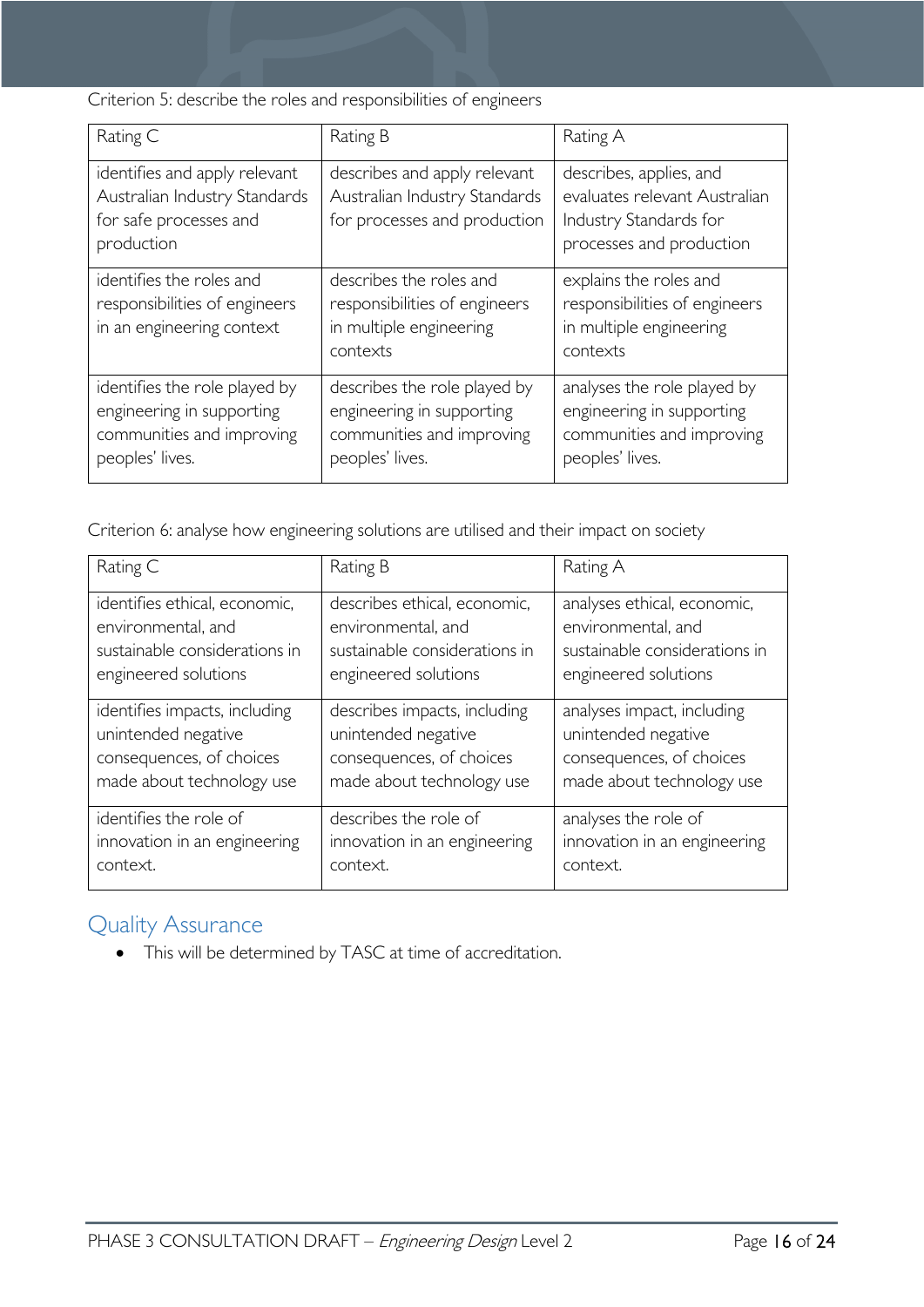Criterion 5: describe the roles and responsibilities of engineers

| Rating C | Rating B | Rating A |
|---|---|---|
| identifies and apply relevant Australian Industry Standards for safe processes and production | describes and apply relevant Australian Industry Standards for processes and production | describes, applies, and evaluates relevant Australian Industry Standards for processes and production |
| identifies the roles and responsibilities of engineers in an engineering context | describes the roles and responsibilities of engineers in multiple engineering contexts | explains the roles and responsibilities of engineers in multiple engineering contexts |
| identifies the role played by engineering in supporting communities and improving peoples' lives. | describes the role played by engineering in supporting communities and improving peoples' lives. | analyses the role played by engineering in supporting communities and improving peoples' lives. |

Criterion 6: analyse how engineering solutions are utilised and their impact on society

| Rating C | Rating B | Rating A |
|---|---|---|
| identifies ethical, economic, environmental, and sustainable considerations in engineered solutions | describes ethical, economic, environmental, and sustainable considerations in engineered solutions | analyses ethical, economic, environmental, and sustainable considerations in engineered solutions |
| identifies impacts, including unintended negative consequences, of choices made about technology use | describes impacts, including unintended negative consequences, of choices made about technology use | analyses impact, including unintended negative consequences, of choices made about technology use |
| identifies the role of innovation in an engineering context. | describes the role of innovation in an engineering context. | analyses the role of innovation in an engineering context. |

## Quality Assurance

- This will be determined by TASC at time of accreditation.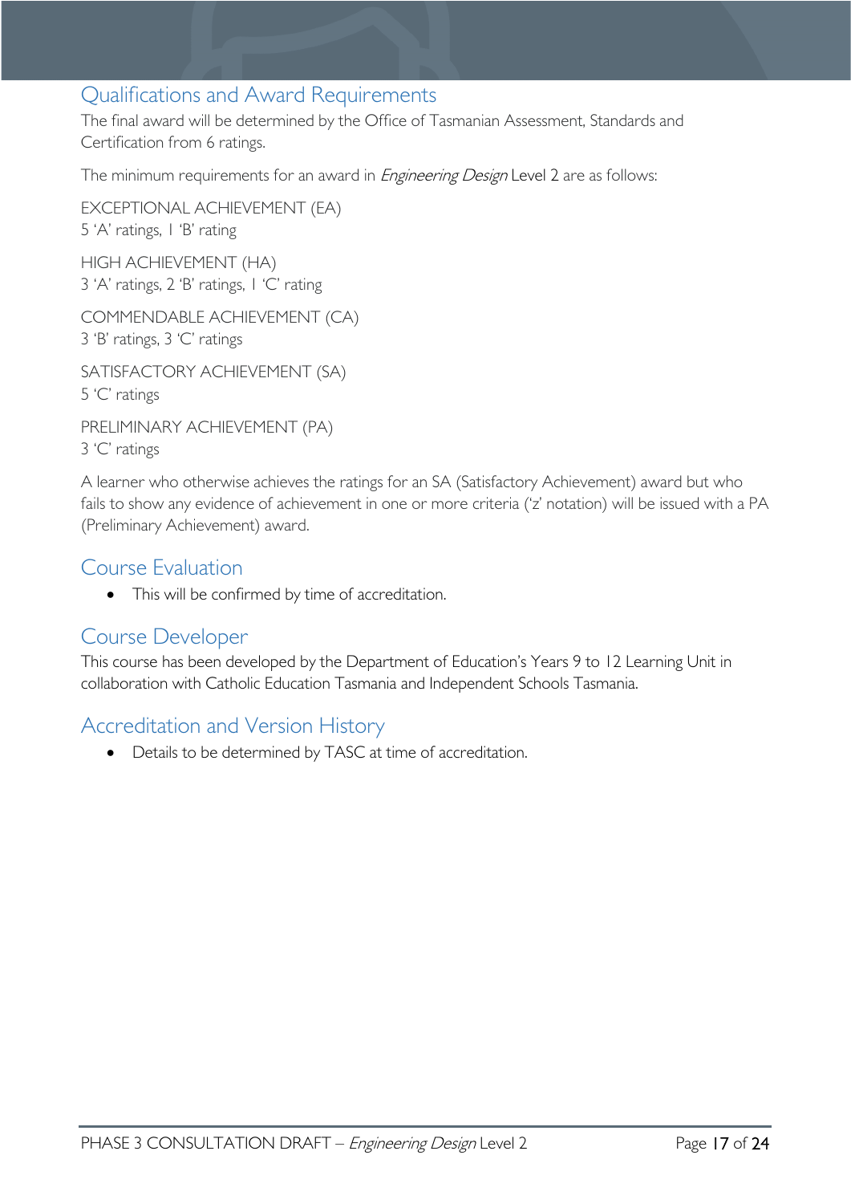## Qualifications and Award Requirements

The final award will be determined by the Office of Tasmanian Assessment, Standards and Certification from 6 ratings.

The minimum requirements for an award in *Engineering Design* Level 2 are as follows:

EXCEPTIONAL ACHIEVEMENT (EA)
5 'A' ratings, 1 'B' rating

HIGH ACHIEVEMENT (HA)
3 'A' ratings, 2 'B' ratings, 1 'C' rating

COMMENDABLE ACHIEVEMENT (CA)
3 'B' ratings, 3 'C' ratings

SATISFACTORY ACHIEVEMENT (SA)
5 'C' ratings

PRELIMINARY ACHIEVEMENT (PA)
3 'C' ratings

A learner who otherwise achieves the ratings for an SA (Satisfactory Achievement) award but who fails to show any evidence of achievement in one or more criteria ('z' notation) will be issued with a PA (Preliminary Achievement) award.

## Course Evaluation

- This will be confirmed by time of accreditation.

## Course Developer

This course has been developed by the Department of Education's Years 9 to 12 Learning Unit in collaboration with Catholic Education Tasmania and Independent Schools Tasmania.

## Accreditation and Version History

- Details to be determined by TASC at time of accreditation.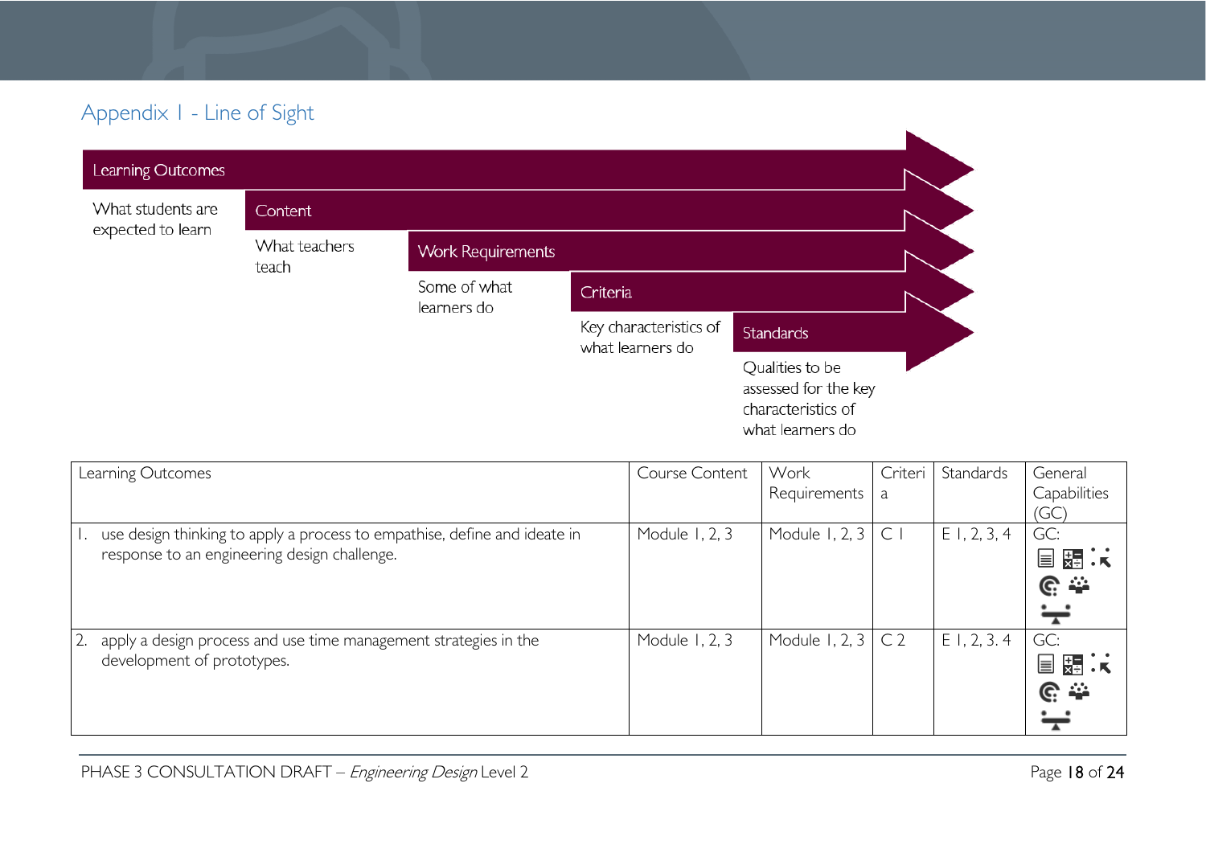## Appendix 1 - Line of Sight

**Learning Outcomes** — What students are expected to learn

**Content** — What teachers teach

**Work Requirements** — Some of what learners do

**Criteria** — Key characteristics of what learners do

**Standards** — Qualities to be assessed for the key characteristics of what learners do

| Learning Outcomes | Course Content | Work Requirements | Criteria | Standards | General Capabilities (GC) |
|---|---|---|---|---|---|
| 1. use design thinking to apply a process to empathise, define and ideate in response to an engineering design challenge. | Module 1, 2, 3 | Module 1, 2, 3 | C 1 | E 1, 2, 3, 4 | GC: |
| 2. apply a design process and use time management strategies in the development of prototypes. | Module 1, 2, 3 | Module 1, 2, 3 | C 2 | E 1, 2, 3. 4 | GC: |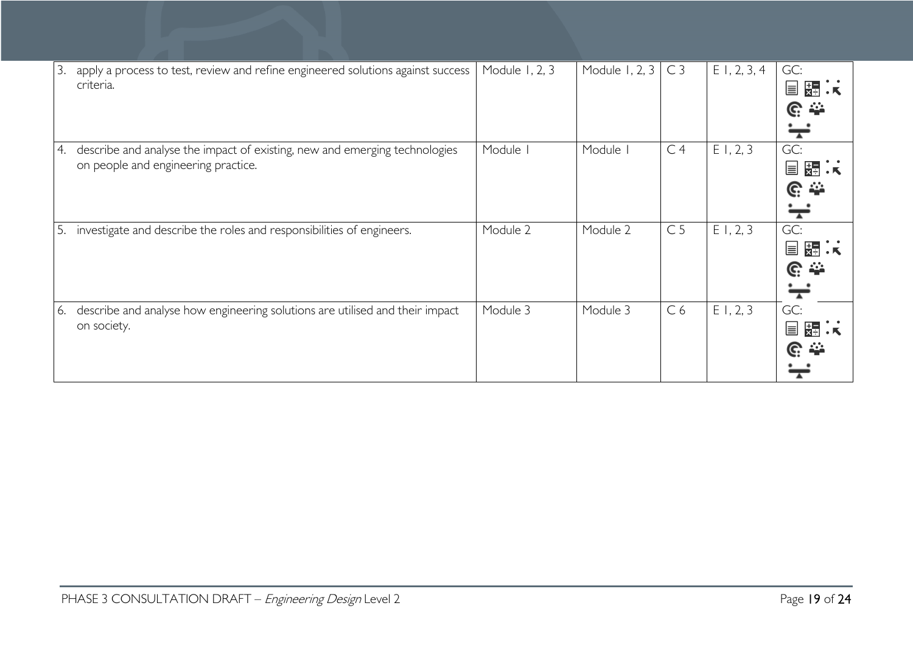| | | | | | |
|---|---|---|---|---|---|
| 3. apply a process to test, review and refine engineered solutions against success criteria. | Module 1, 2, 3 | Module 1, 2, 3 | C 3 | E 1, 2, 3, 4 | GC: |
| 4. describe and analyse the impact of existing, new and emerging technologies on people and engineering practice. | Module 1 | Module 1 | C 4 | E 1, 2, 3 | GC: |
| 5. investigate and describe the roles and responsibilities of engineers. | Module 2 | Module 2 | C 5 | E 1, 2, 3 | GC: |
| 6. describe and analyse how engineering solutions are utilised and their impact on society. | Module 3 | Module 3 | C 6 | E 1, 2, 3 | GC: |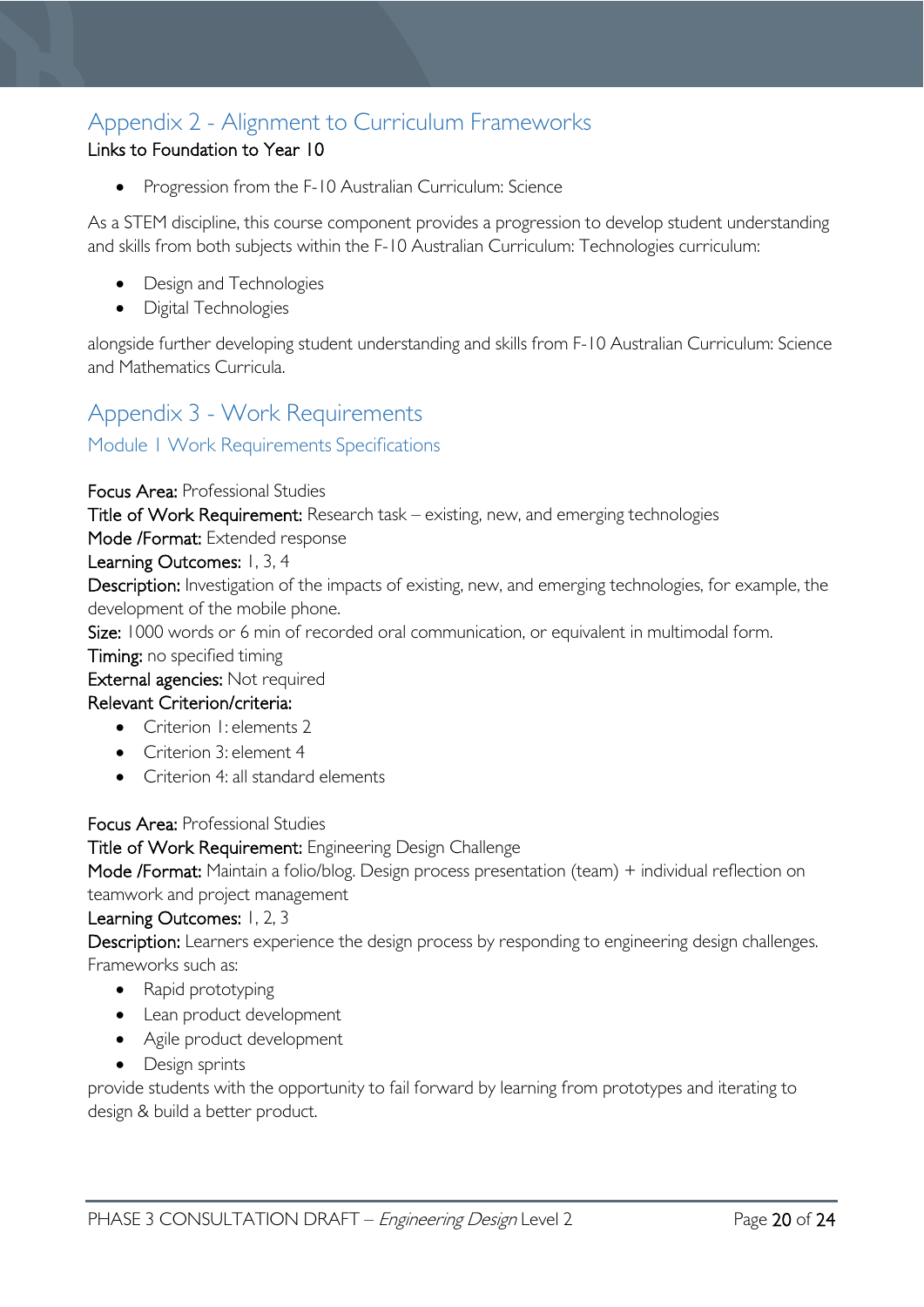## Appendix 2 - Alignment to Curriculum Frameworks

Links to Foundation to Year 10

- Progression from the F-10 Australian Curriculum: Science

As a STEM discipline, this course component provides a progression to develop student understanding and skills from both subjects within the F-10 Australian Curriculum: Technologies curriculum:

- Design and Technologies
- Digital Technologies

alongside further developing student understanding and skills from F-10 Australian Curriculum: Science and Mathematics Curricula.

## Appendix 3 - Work Requirements

### Module 1 Work Requirements Specifications

**Focus Area:** Professional Studies
**Title of Work Requirement:** Research task – existing, new, and emerging technologies
**Mode /Format:** Extended response
**Learning Outcomes:** 1, 3, 4
**Description:** Investigation of the impacts of existing, new, and emerging technologies, for example, the development of the mobile phone.
**Size:** 1000 words or 6 min of recorded oral communication, or equivalent in multimodal form.
**Timing:** no specified timing
**External agencies:** Not required
**Relevant Criterion/criteria:**

- Criterion 1: elements 2
- Criterion 3: element 4
- Criterion 4: all standard elements

**Focus Area:** Professional Studies
**Title of Work Requirement:** Engineering Design Challenge
**Mode /Format:** Maintain a folio/blog. Design process presentation (team) + individual reflection on teamwork and project management
**Learning Outcomes:** 1, 2, 3
**Description:** Learners experience the design process by responding to engineering design challenges. Frameworks such as:

- Rapid prototyping
- Lean product development
- Agile product development
- Design sprints

provide students with the opportunity to fail forward by learning from prototypes and iterating to design & build a better product.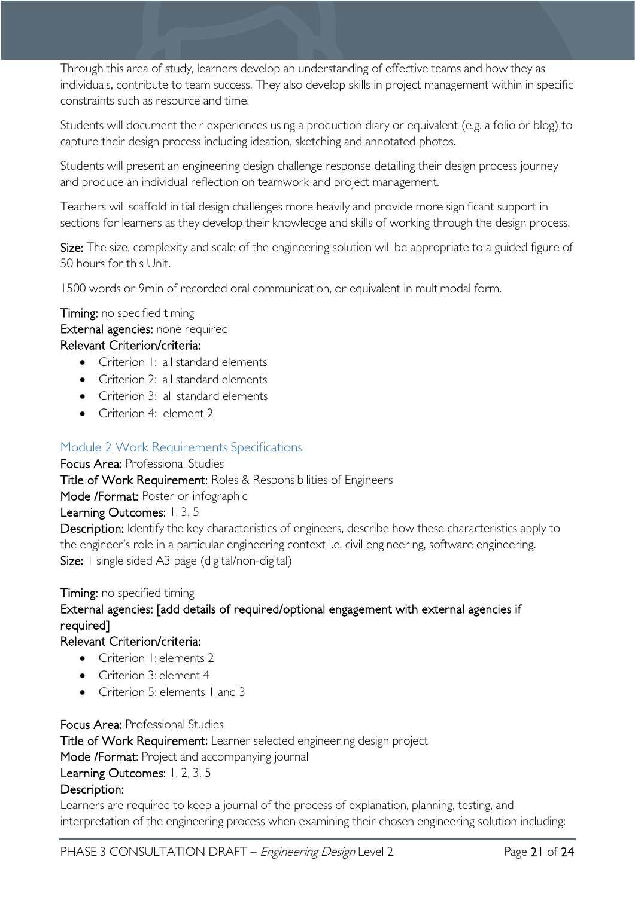Through this area of study, learners develop an understanding of effective teams and how they as individuals, contribute to team success. They also develop skills in project management within in specific constraints such as resource and time.

Students will document their experiences using a production diary or equivalent (e.g. a folio or blog) to capture their design process including ideation, sketching and annotated photos.

Students will present an engineering design challenge response detailing their design process journey and produce an individual reflection on teamwork and project management.

Teachers will scaffold initial design challenges more heavily and provide more significant support in sections for learners as they develop their knowledge and skills of working through the design process.

**Size:** The size, complexity and scale of the engineering solution will be appropriate to a guided figure of 50 hours for this Unit.

1500 words or 9min of recorded oral communication, or equivalent in multimodal form.

**Timing:** no specified timing
**External agencies:** none required
**Relevant Criterion/criteria:**

- Criterion 1: all standard elements
- Criterion 2: all standard elements
- Criterion 3: all standard elements
- Criterion 4: element 2

## Module 2 Work Requirements Specifications

**Focus Area:** Professional Studies
**Title of Work Requirement:** Roles & Responsibilities of Engineers
**Mode /Format:** Poster or infographic
**Learning Outcomes:** 1, 3, 5
**Description:** Identify the key characteristics of engineers, describe how these characteristics apply to the engineer's role in a particular engineering context i.e. civil engineering, software engineering.
**Size:** 1 single sided A3 page (digital/non-digital)

**Timing:** no specified timing
**External agencies: [add details of required/optional engagement with external agencies if required]**
**Relevant Criterion/criteria:**

- Criterion 1: elements 2
- Criterion 3: element 4
- Criterion 5: elements 1 and 3

**Focus Area:** Professional Studies
**Title of Work Requirement:** Learner selected engineering design project
**Mode /Format**: Project and accompanying journal
**Learning Outcomes:** 1, 2, 3, 5
**Description:**
Learners are required to keep a journal of the process of explanation, planning, testing, and interpretation of the engineering process when examining their chosen engineering solution including: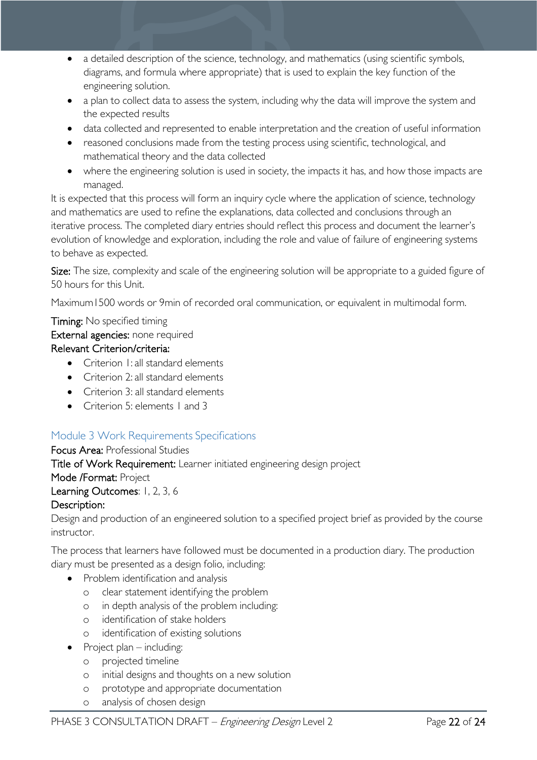- a detailed description of the science, technology, and mathematics (using scientific symbols, diagrams, and formula where appropriate) that is used to explain the key function of the engineering solution.
- a plan to collect data to assess the system, including why the data will improve the system and the expected results
- data collected and represented to enable interpretation and the creation of useful information
- reasoned conclusions made from the testing process using scientific, technological, and mathematical theory and the data collected
- where the engineering solution is used in society, the impacts it has, and how those impacts are managed.

It is expected that this process will form an inquiry cycle where the application of science, technology and mathematics are used to refine the explanations, data collected and conclusions through an iterative process. The completed diary entries should reflect this process and document the learner's evolution of knowledge and exploration, including the role and value of failure of engineering systems to behave as expected.

Size: The size, complexity and scale of the engineering solution will be appropriate to a guided figure of 50 hours for this Unit.

Maximum1500 words or 9min of recorded oral communication, or equivalent in multimodal form.

Timing: No specified timing
External agencies: none required
Relevant Criterion/criteria:

- Criterion 1: all standard elements
- Criterion 2: all standard elements
- Criterion 3: all standard elements
- Criterion 5: elements 1 and 3

### Module 3 Work Requirements Specifications

Focus Area: Professional Studies
Title of Work Requirement: Learner initiated engineering design project
Mode /Format: Project
Learning Outcomes: 1, 2, 3, 6
Description:
Design and production of an engineered solution to a specified project brief as provided by the course instructor.

The process that learners have followed must be documented in a production diary. The production diary must be presented as a design folio, including:

- Problem identification and analysis
  - clear statement identifying the problem
  - in depth analysis of the problem including:
  - identification of stake holders
  - identification of existing solutions
- Project plan – including:
  - projected timeline
  - initial designs and thoughts on a new solution
  - prototype and appropriate documentation
  - analysis of chosen design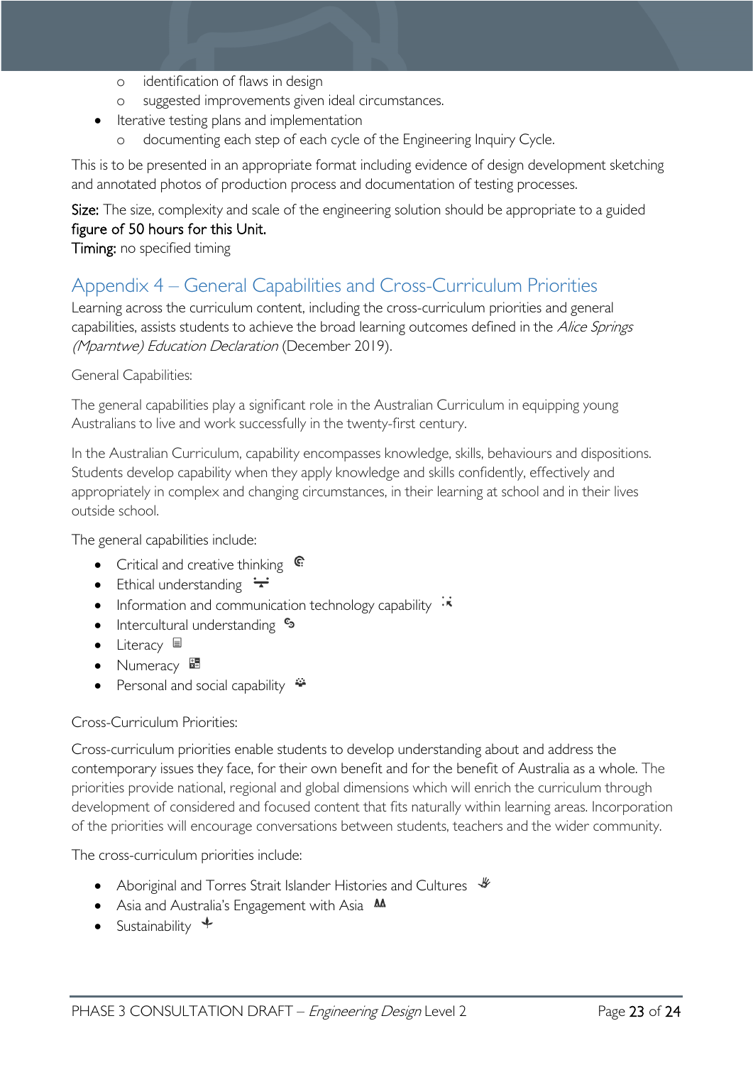- identification of flaws in design
  - suggested improvements given ideal circumstances.
- Iterative testing plans and implementation
  - documenting each step of each cycle of the Engineering Inquiry Cycle.

This is to be presented in an appropriate format including evidence of design development sketching and annotated photos of production process and documentation of testing processes.

Size: The size, complexity and scale of the engineering solution should be appropriate to a guided figure of 50 hours for this Unit.
Timing: no specified timing

## Appendix 4 – General Capabilities and Cross-Curriculum Priorities

Learning across the curriculum content, including the cross-curriculum priorities and general capabilities, assists students to achieve the broad learning outcomes defined in the *Alice Springs (Mparntwe) Education Declaration* (December 2019).

General Capabilities:

The general capabilities play a significant role in the Australian Curriculum in equipping young Australians to live and work successfully in the twenty-first century.

In the Australian Curriculum, capability encompasses knowledge, skills, behaviours and dispositions. Students develop capability when they apply knowledge and skills confidently, effectively and appropriately in complex and changing circumstances, in their learning at school and in their lives outside school.

The general capabilities include:

- Critical and creative thinking
- Ethical understanding
- Information and communication technology capability
- Intercultural understanding
- Literacy
- Numeracy
- Personal and social capability

Cross-Curriculum Priorities:

Cross-curriculum priorities enable students to develop understanding about and address the contemporary issues they face, for their own benefit and for the benefit of Australia as a whole. The priorities provide national, regional and global dimensions which will enrich the curriculum through development of considered and focused content that fits naturally within learning areas. Incorporation of the priorities will encourage conversations between students, teachers and the wider community.

The cross-curriculum priorities include:

- Aboriginal and Torres Strait Islander Histories and Cultures
- Asia and Australia's Engagement with Asia
- Sustainability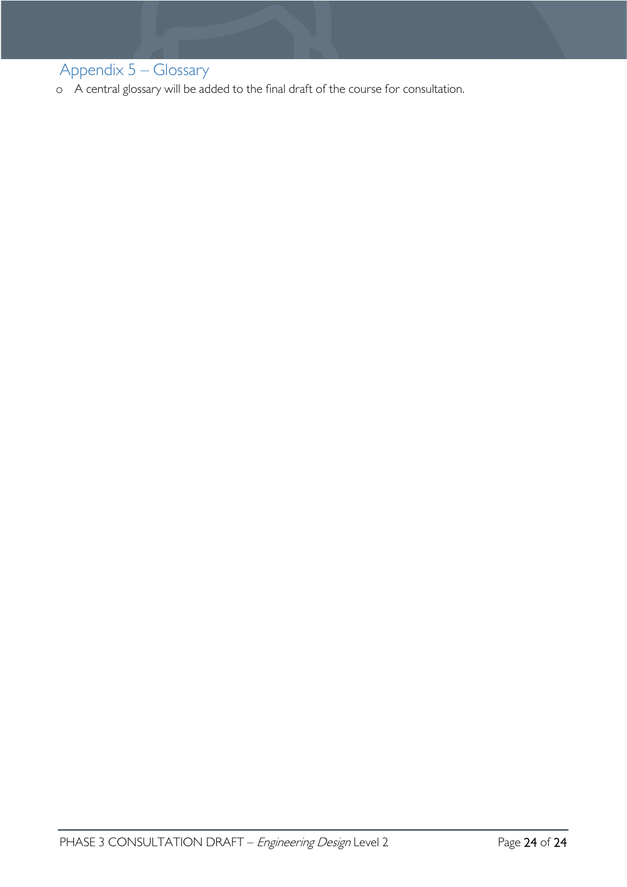## Appendix 5 – Glossary

- A central glossary will be added to the final draft of the course for consultation.